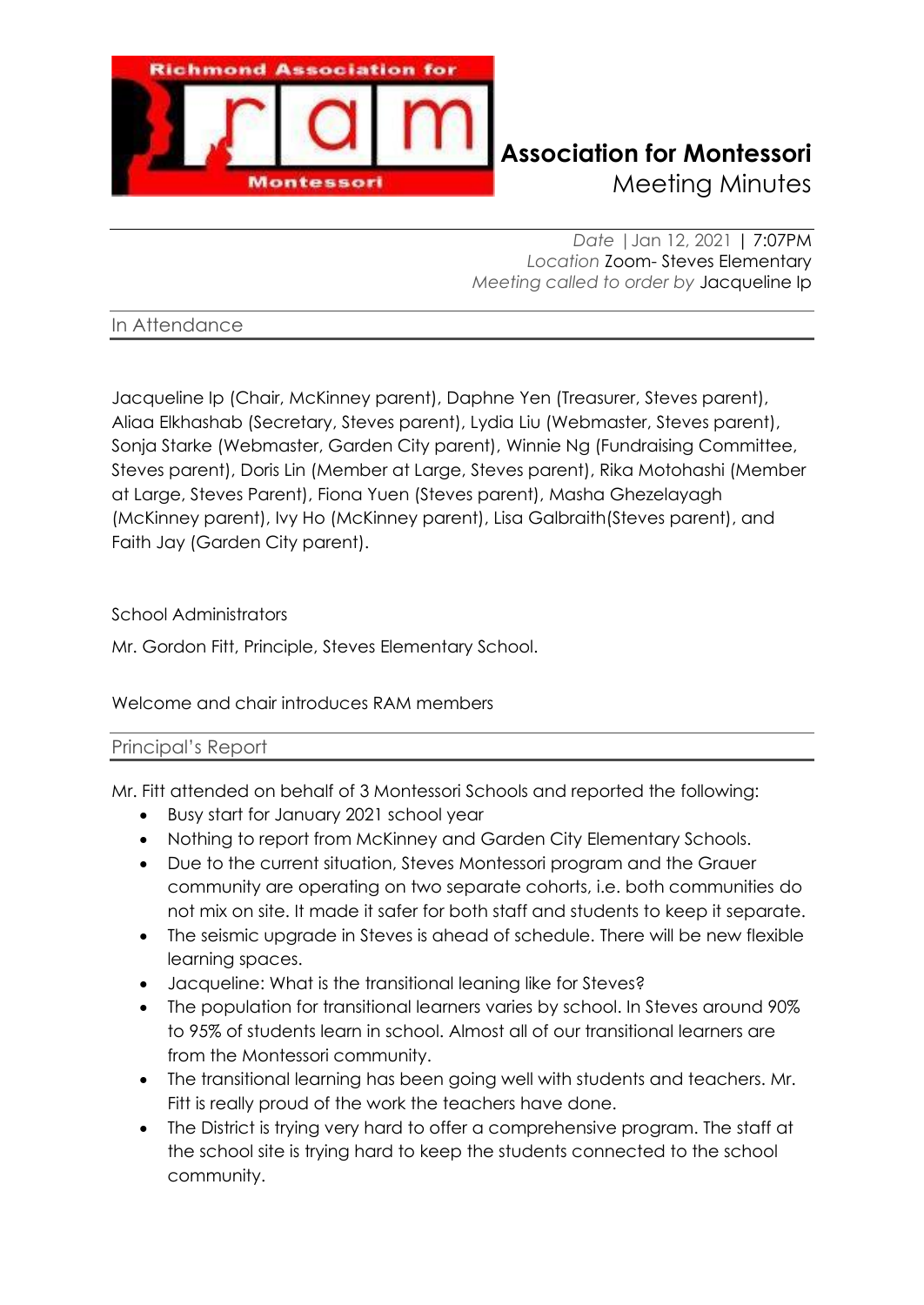# Association for Montessori
Meeting Minutes

*Date* | Jan 12, 2021 | 7:07PM
*Location* Zoom- Steves Elementary
*Meeting called to order by* Jacqueline Ip

## In Attendance

Jacqueline Ip (Chair, McKinney parent), Daphne Yen (Treasurer, Steves parent), Aliaa Elkhashab (Secretary, Steves parent), Lydia Liu (Webmaster, Steves parent), Sonja Starke (Webmaster, Garden City parent), Winnie Ng (Fundraising Committee, Steves parent), Doris Lin (Member at Large, Steves parent), Rika Motohashi (Member at Large, Steves Parent), Fiona Yuen (Steves parent), Masha Ghezelayagh (McKinney parent), Ivy Ho (McKinney parent), Lisa Galbraith(Steves parent), and Faith Jay (Garden City parent).

School Administrators

Mr. Gordon Fitt, Principle, Steves Elementary School.

Welcome and chair introduces RAM members

## Principal's Report

Mr. Fitt attended on behalf of 3 Montessori Schools and reported the following:

- Busy start for January 2021 school year
- Nothing to report from McKinney and Garden City Elementary Schools.
- Due to the current situation, Steves Montessori program and the Grauer community are operating on two separate cohorts, i.e. both communities do not mix on site. It made it safer for both staff and students to keep it separate.
- The seismic upgrade in Steves is ahead of schedule. There will be new flexible learning spaces.
- Jacqueline: What is the transitional leaning like for Steves?
- The population for transitional learners varies by school. In Steves around 90% to 95% of students learn in school. Almost all of our transitional learners are from the Montessori community.
- The transitional learning has been going well with students and teachers. Mr. Fitt is really proud of the work the teachers have done.
- The District is trying very hard to offer a comprehensive program. The staff at the school site is trying hard to keep the students connected to the school community.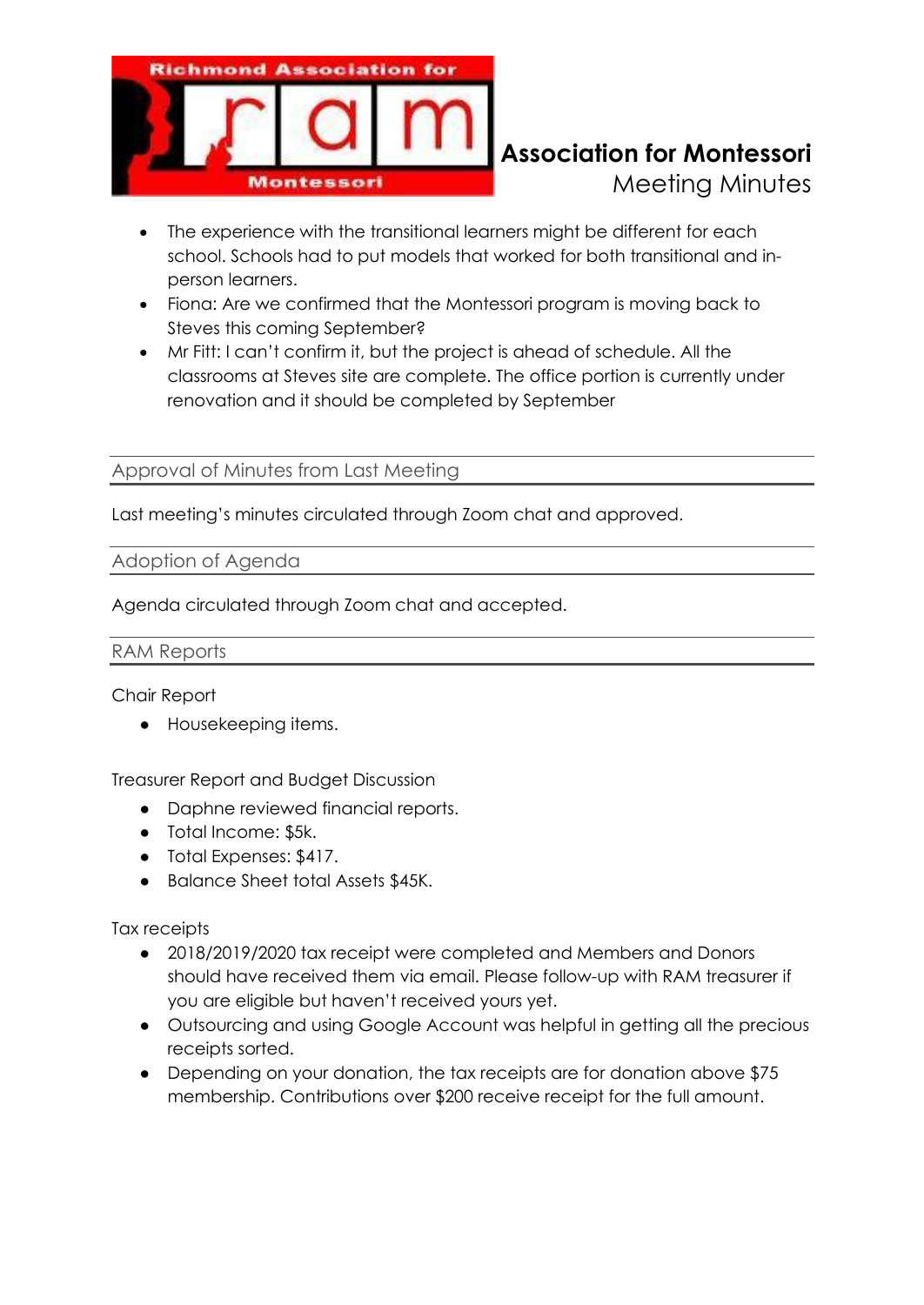- The experience with the transitional learners might be different for each school. Schools had to put models that worked for both transitional and in-person learners.
- Fiona: Are we confirmed that the Montessori program is moving back to Steves this coming September?
- Mr Fitt: I can't confirm it, but the project is ahead of schedule. All the classrooms at Steves site are complete. The office portion is currently under renovation and it should be completed by September

## Approval of Minutes from Last Meeting

Last meeting's minutes circulated through Zoom chat and approved.

## Adoption of Agenda

Agenda circulated through Zoom chat and accepted.

## RAM Reports

Chair Report

- Housekeeping items.

Treasurer Report and Budget Discussion

- Daphne reviewed financial reports.
- Total Income: $5k.
- Total Expenses: $417.
- Balance Sheet total Assets $45K.

Tax receipts

- 2018/2019/2020 tax receipt were completed and Members and Donors should have received them via email. Please follow-up with RAM treasurer if you are eligible but haven't received yours yet.
- Outsourcing and using Google Account was helpful in getting all the precious receipts sorted.
- Depending on your donation, the tax receipts are for donation above $75 membership. Contributions over $200 receive receipt for the full amount.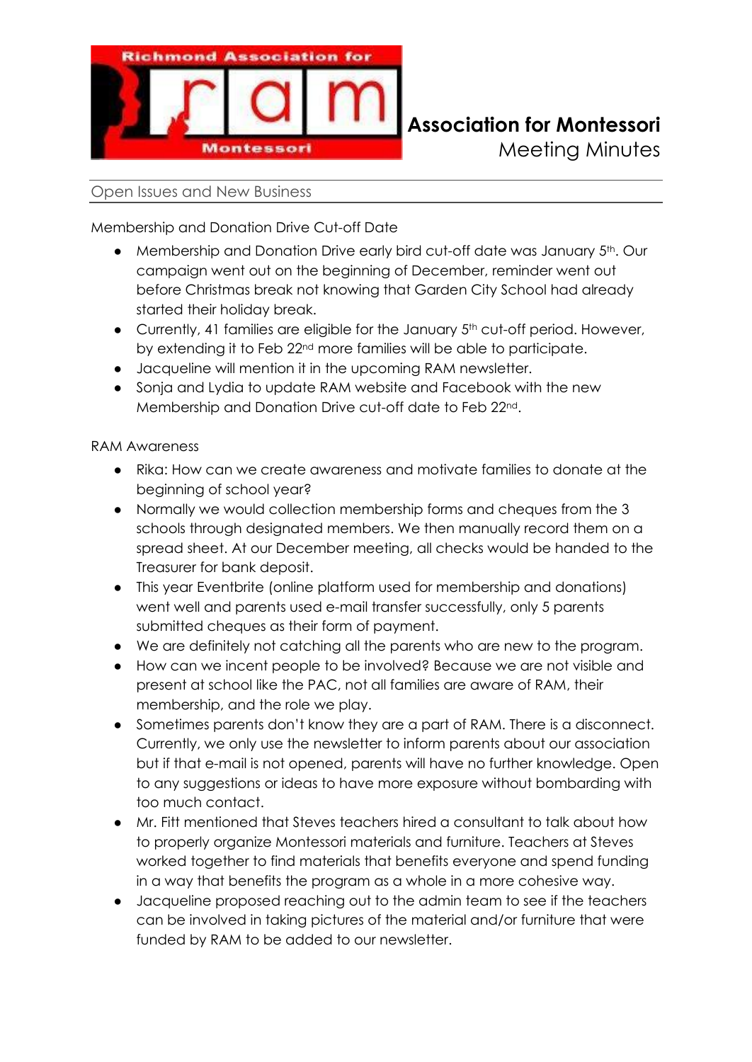**Association for Montessori**
Meeting Minutes

## Open Issues and New Business

Membership and Donation Drive Cut-off Date

- Membership and Donation Drive early bird cut-off date was January 5th. Our campaign went out on the beginning of December, reminder went out before Christmas break not knowing that Garden City School had already started their holiday break.
- Currently, 41 families are eligible for the January 5th cut-off period. However, by extending it to Feb 22nd more families will be able to participate.
- Jacqueline will mention it in the upcoming RAM newsletter.
- Sonja and Lydia to update RAM website and Facebook with the new Membership and Donation Drive cut-off date to Feb 22nd.

RAM Awareness

- Rika: How can we create awareness and motivate families to donate at the beginning of school year?
- Normally we would collection membership forms and cheques from the 3 schools through designated members. We then manually record them on a spread sheet. At our December meeting, all checks would be handed to the Treasurer for bank deposit.
- This year Eventbrite (online platform used for membership and donations) went well and parents used e-mail transfer successfully, only 5 parents submitted cheques as their form of payment.
- We are definitely not catching all the parents who are new to the program.
- How can we incent people to be involved? Because we are not visible and present at school like the PAC, not all families are aware of RAM, their membership, and the role we play.
- Sometimes parents don't know they are a part of RAM. There is a disconnect. Currently, we only use the newsletter to inform parents about our association but if that e-mail is not opened, parents will have no further knowledge. Open to any suggestions or ideas to have more exposure without bombarding with too much contact.
- Mr. Fitt mentioned that Steves teachers hired a consultant to talk about how to properly organize Montessori materials and furniture. Teachers at Steves worked together to find materials that benefits everyone and spend funding in a way that benefits the program as a whole in a more cohesive way.
- Jacqueline proposed reaching out to the admin team to see if the teachers can be involved in taking pictures of the material and/or furniture that were funded by RAM to be added to our newsletter.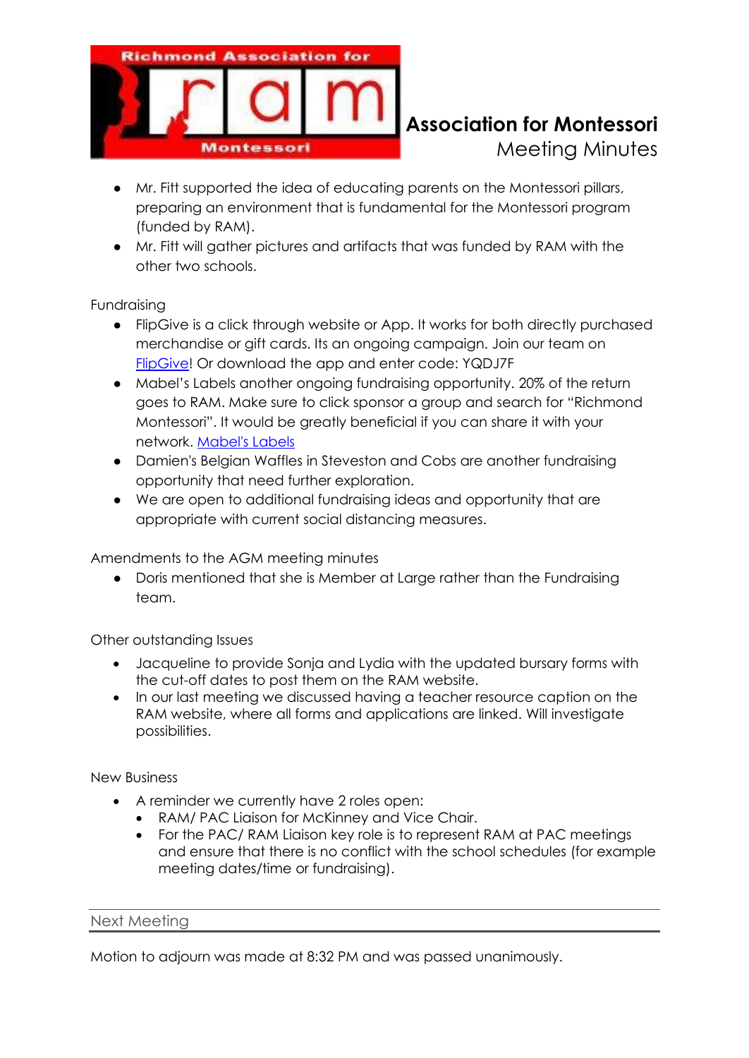- Mr. Fitt supported the idea of educating parents on the Montessori pillars, preparing an environment that is fundamental for the Montessori program (funded by RAM).
- Mr. Fitt will gather pictures and artifacts that was funded by RAM with the other two schools.

Fundraising

- FlipGive is a click through website or App. It works for both directly purchased merchandise or gift cards. Its an ongoing campaign. Join our team on FlipGive! Or download the app and enter code: YQDJ7F
- Mabel's Labels another ongoing fundraising opportunity. 20% of the return goes to RAM. Make sure to click sponsor a group and search for "Richmond Montessori". It would be greatly beneficial if you can share it with your network. Mabel's Labels
- Damien's Belgian Waffles in Steveston and Cobs are another fundraising opportunity that need further exploration.
- We are open to additional fundraising ideas and opportunity that are appropriate with current social distancing measures.

Amendments to the AGM meeting minutes

- Doris mentioned that she is Member at Large rather than the Fundraising team.

Other outstanding Issues

- Jacqueline to provide Sonja and Lydia with the updated bursary forms with the cut-off dates to post them on the RAM website.
- In our last meeting we discussed having a teacher resource caption on the RAM website, where all forms and applications are linked. Will investigate possibilities.

New Business

- A reminder we currently have 2 roles open:
  - RAM/ PAC Liaison for McKinney and Vice Chair.
  - For the PAC/ RAM Liaison key role is to represent RAM at PAC meetings and ensure that there is no conflict with the school schedules (for example meeting dates/time or fundraising).

## Next Meeting

Motion to adjourn was made at 8:32 PM and was passed unanimously.